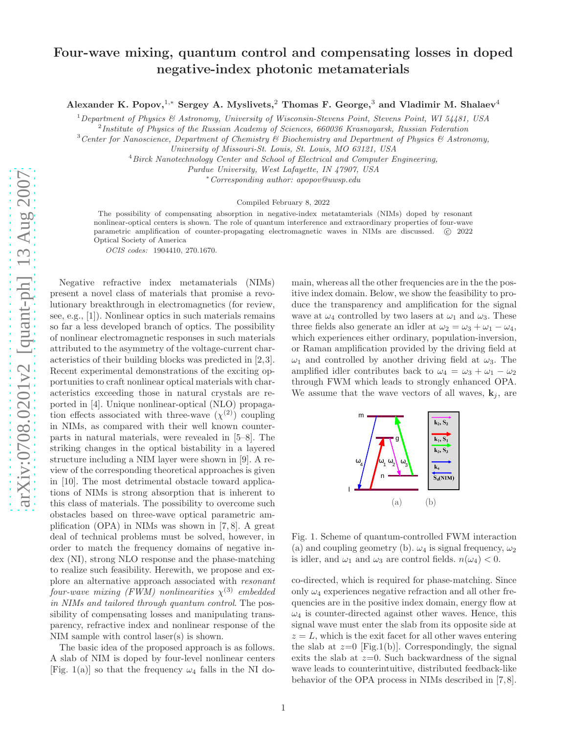# Four-wave mixing, quantum control and compensating losses in doped negative-index photonic metamaterials

**Alexander K. Popov,[1,*] Sergey A. Myslivets,[2] Thomas F. George,[3] and Vladimir M. Shalaev[4]**

[1] *Department of Physics & Astronomy, University of Wisconsin-Stevens Point, Stevens Point, WI 54481, USA*
[2] *Institute of Physics of the Russian Academy of Sciences, 660036 Krasnoyarsk, Russian Federation*
[3] *Center for Nanoscience, Department of Chemistry & Biochemistry and Department of Physics & Astronomy, University of Missouri-St. Louis, St. Louis, MO 63121, USA*
[4] *Birck Nanotechnology Center and School of Electrical and Computer Engineering, Purdue University, West Lafayette, IN 47907, USA*
[*] *Corresponding author: apopov@uwsp.edu*

Compiled February 8, 2022

The possibility of compensating absorption in negative-index metatamterials (NIMs) doped by resonant nonlinear-optical centers is shown. The role of quantum interference and extraordinary properties of four-wave parametric amplification of counter-propagating electromagnetic waves in NIMs are discussed. © 2022 Optical Society of America

*OCIS codes:* 1904410, 270.1670.

Negative refractive index metamaterials (NIMs) present a novel class of materials that promise a revolutionary breakthrough in electromagnetics (for review, see, e.g., [1]). Nonlinear optics in such materials remains so far a less developed branch of optics. The possibility of nonlinear electromagnetic responses in such materials attributed to the asymmetry of the voltage-current characteristics of their building blocks was predicted in [2,3]. Recent experimental demonstrations of the exciting opportunities to craft nonlinear optical materials with characteristics exceeding those in natural crystals are reported in [4]. Unique nonlinear-optical (NLO) propagation effects associated with three-wave ($\chi^{(2)}$) coupling in NIMs, as compared with their well known counterparts in natural materials, were revealed in [5–8]. The striking changes in the optical bistability in a layered structure including a NIM layer were shown in [9]. A review of the corresponding theoretical approaches is given in [10]. The most detrimental obstacle toward applications of NIMs is strong absorption that is inherent to this class of materials. The possibility to overcome such obstacles based on three-wave optical parametric amplification (OPA) in NIMs was shown in [7,8]. A great deal of technical problems must be solved, however, in order to match the frequency domains of negative index (NI), strong NLO response and the phase-matching to realize such feasibility. Herewith, we propose and explore an alternative approach associated with *resonant four-wave mixing (FWM) nonlinearities $\chi^{(3)}$ embedded in NIMs and tailored through quantum control*. The possibility of compensating losses and manipulating transparency, refractive index and nonlinear response of the NIM sample with control laser(s) is shown.

The basic idea of the proposed approach is as follows. A slab of NIM is doped by four-level nonlinear centers [Fig. 1(a)] so that the frequency $\omega_4$ falls in the NI domain, whereas all the other frequencies are in the the positive index domain. Below, we show the feasibility to produce the transparency and amplification for the signal wave at $\omega_4$ controlled by two lasers at $\omega_1$ and $\omega_3$. These three fields also generate an idler at $\omega_2 = \omega_3 + \omega_1 - \omega_4$, which experiences either ordinary, population-inversion, or Raman amplification provided by the driving field at $\omega_1$ and controlled by another driving field at $\omega_3$. The amplified idler contributes back to $\omega_4 = \omega_3 + \omega_1 - \omega_2$ through FWM which leads to strongly enhanced OPA. We assume that the wave vectors of all waves, $\mathbf{k}_j$, are

Fig. 1. Scheme of quantum-controlled FWM interaction (a) and coupling geometry (b). $\omega_4$ is signal frequency, $\omega_2$ is idler, and $\omega_1$ and $\omega_3$ are control fields. $n(\omega_4) < 0$.

co-directed, which is required for phase-matching. Since only $\omega_4$ experiences negative refraction and all other frequencies are in the positive index domain, energy flow at $\omega_4$ is counter-directed against other waves. Hence, this signal wave must enter the slab from its opposite side at $z = L$, which is the exit facet for all other waves entering the slab at $z$=0 [Fig.1(b)]. Correspondingly, the signal exits the slab at $z$=0. Such backwardness of the signal wave leads to counterintuitive, distributed feedback-like behavior of the OPA process in NIMs described in [7,8].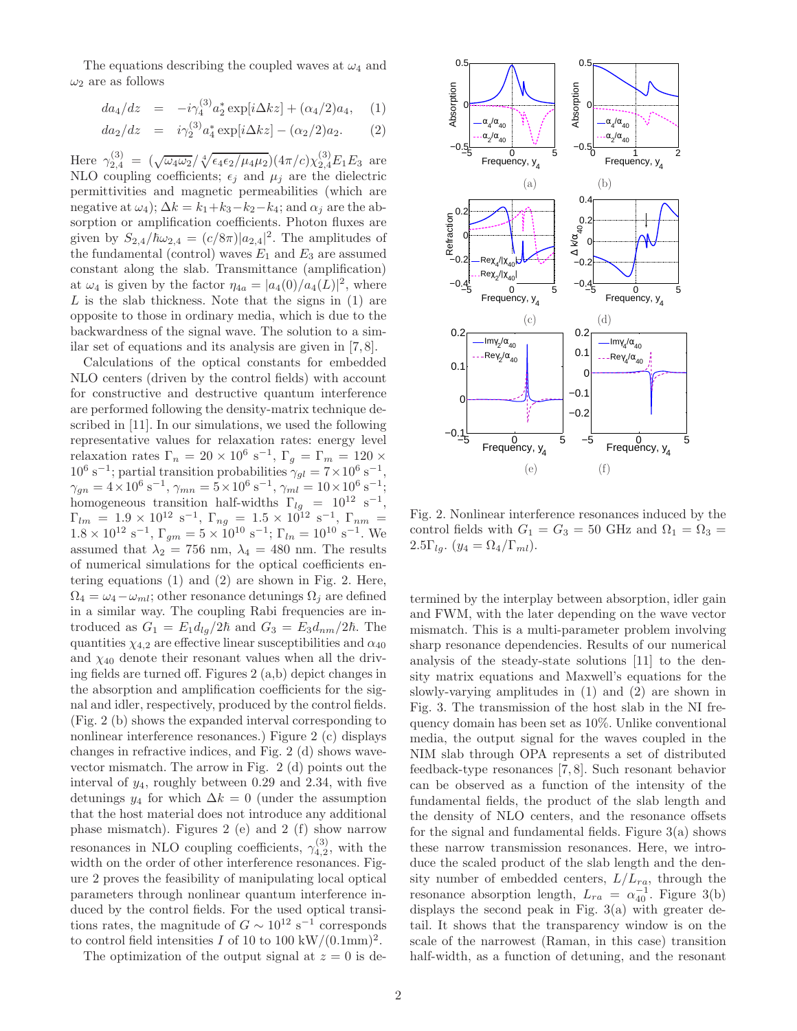The equations describing the coupled waves at $\omega_4$ and $\omega_2$ are as follows

$$da_4/dz = -i\gamma_4^{(3)} a_2^* \exp[i\Delta k z] + (\alpha_4/2)a_4, \quad (1)$$

$$da_2/dz = i\gamma_2^{(3)} a_4^* \exp[i\Delta k z] - (\alpha_2/2)a_2. \quad (2)$$

Here $\gamma_{2,4}^{(3)} = (\sqrt{\omega_4\omega_2}/\sqrt[4]{\epsilon_4\epsilon_2/\mu_4\mu_2})(4\pi/c)\chi_{2,4}^{(3)}E_1E_3$ are NLO coupling coefficients; $\epsilon_j$ and $\mu_j$ are the dielectric permittivities and magnetic permeabilities (which are negative at $\omega_4$); $\Delta k = k_1 + k_3 - k_2 - k_4$; and $\alpha_j$ are the absorption or amplification coefficients. Photon fluxes are given by $S_{2,4}/\hbar\omega_{2,4} = (c/8\pi)|a_{2,4}|^2$. The amplitudes of the fundamental (control) waves $E_1$ and $E_3$ are assumed constant along the slab. Transmittance (amplification) at $\omega_4$ is given by the factor $\eta_{4a} = |a_4(0)/a_4(L)|^2$, where $L$ is the slab thickness. Note that the signs in (1) are opposite to those in ordinary media, which is due to the backwardness of the signal wave. The solution to a similar set of equations and its analysis are given in [7,8].

Calculations of the optical constants for embedded NLO centers (driven by the control fields) with account for constructive and destructive quantum interference are performed following the density-matrix technique described in [11]. In our simulations, we used the following representative values for relaxation rates: energy level relaxation rates $\Gamma_n = 20 \times 10^6$ s$^{-1}$, $\Gamma_g = \Gamma_m = 120 \times 10^6$ s$^{-1}$; partial transition probabilities $\gamma_{gl} = 7 \times 10^6$ s$^{-1}$, $\gamma_{gn} = 4 \times 10^6$ s$^{-1}$, $\gamma_{mn} = 5 \times 10^6$ s$^{-1}$, $\gamma_{ml} = 10 \times 10^6$ s$^{-1}$; homogeneous transition half-widths $\Gamma_{lg} = 10^{12}$ s$^{-1}$, $\Gamma_{lm} = 1.9 \times 10^{12}$ s$^{-1}$, $\Gamma_{ng} = 1.5 \times 10^{12}$ s$^{-1}$, $\Gamma_{nm} = 1.8 \times 10^{12}$ s$^{-1}$, $\Gamma_{gm} = 5 \times 10^{10}$ s$^{-1}$; $\Gamma_{ln} = 10^{10}$ s$^{-1}$. We assumed that $\lambda_2 = 756$ nm, $\lambda_4 = 480$ nm. The results of numerical simulations for the optical coefficients entering equations (1) and (2) are shown in Fig. 2. Here, $\Omega_4 = \omega_4 - \omega_{ml}$; other resonance detunings $\Omega_j$ are defined in a similar way. The coupling Rabi frequencies are introduced as $G_1 = E_1 d_{lg}/2\hbar$ and $G_3 = E_3 d_{nm}/2\hbar$. The quantities $\chi_{4,2}$ are effective linear susceptibilities and $\alpha_{40}$ and $\chi_{40}$ denote their resonant values when all the driving fields are turned off. Figures 2 (a,b) depict changes in the absorption and amplification coefficients for the signal and idler, respectively, produced by the control fields. (Fig. 2 (b) shows the expanded interval corresponding to nonlinear interference resonances.) Figure 2 (c) displays changes in refractive indices, and Fig. 2 (d) shows wave-vector mismatch. The arrow in Fig. 2 (d) points out the interval of $y_4$, roughly between 0.29 and 2.34, with five detunings $y_4$ for which $\Delta k = 0$ (under the assumption that the host material does not introduce any additional phase mismatch). Figures 2 (e) and 2 (f) show narrow resonances in NLO coupling coefficients, $\gamma_{4,2}^{(3)}$, with the width on the order of other interference resonances. Figure 2 proves the feasibility of manipulating local optical parameters through nonlinear quantum interference induced by the control fields. For the used optical transitions rates, the magnitude of $G \sim 10^{12}$ s$^{-1}$ corresponds to control field intensities $I$ of 10 to 100 kW/(0.1mm)$^2$.

The optimization of the output signal at $z = 0$ is determined by the interplay between absorption, idler gain and FWM, with the later depending on the wave vector mismatch. This is a multi-parameter problem involving sharp resonance dependencies. Results of our numerical analysis of the steady-state solutions [11] to the density matrix equations and Maxwell's equations for the slowly-varying amplitudes in (1) and (2) are shown in Fig. 3. The transmission of the host slab in the NI frequency domain has been set as 10%. Unlike conventional media, the output signal for the waves coupled in the NIM slab through OPA represents a set of distributed feedback-type resonances [7,8]. Such resonant behavior can be observed as a function of the intensity of the fundamental fields, the product of the slab length and the density of NLO centers, and the resonance offsets for the signal and fundamental fields. Figure 3(a) shows these narrow transmission resonances. Here, we introduce the scaled product of the slab length and the density number of embedded centers, $L/L_{ra}$, through the resonance absorption length, $L_{ra} = \alpha_{40}^{-1}$. Figure 3(b) displays the second peak in Fig. 3(a) with greater detail. It shows that the transparency window is on the scale of the narrowest (Raman, in this case) transition half-width, as a function of detuning, and the resonant

Fig. 2. Nonlinear interference resonances induced by the control fields with $G_1 = G_3 = 50$ GHz and $\Omega_1 = \Omega_3 = 2.5\Gamma_{lg}$. ($y_4 = \Omega_4/\Gamma_{ml}$).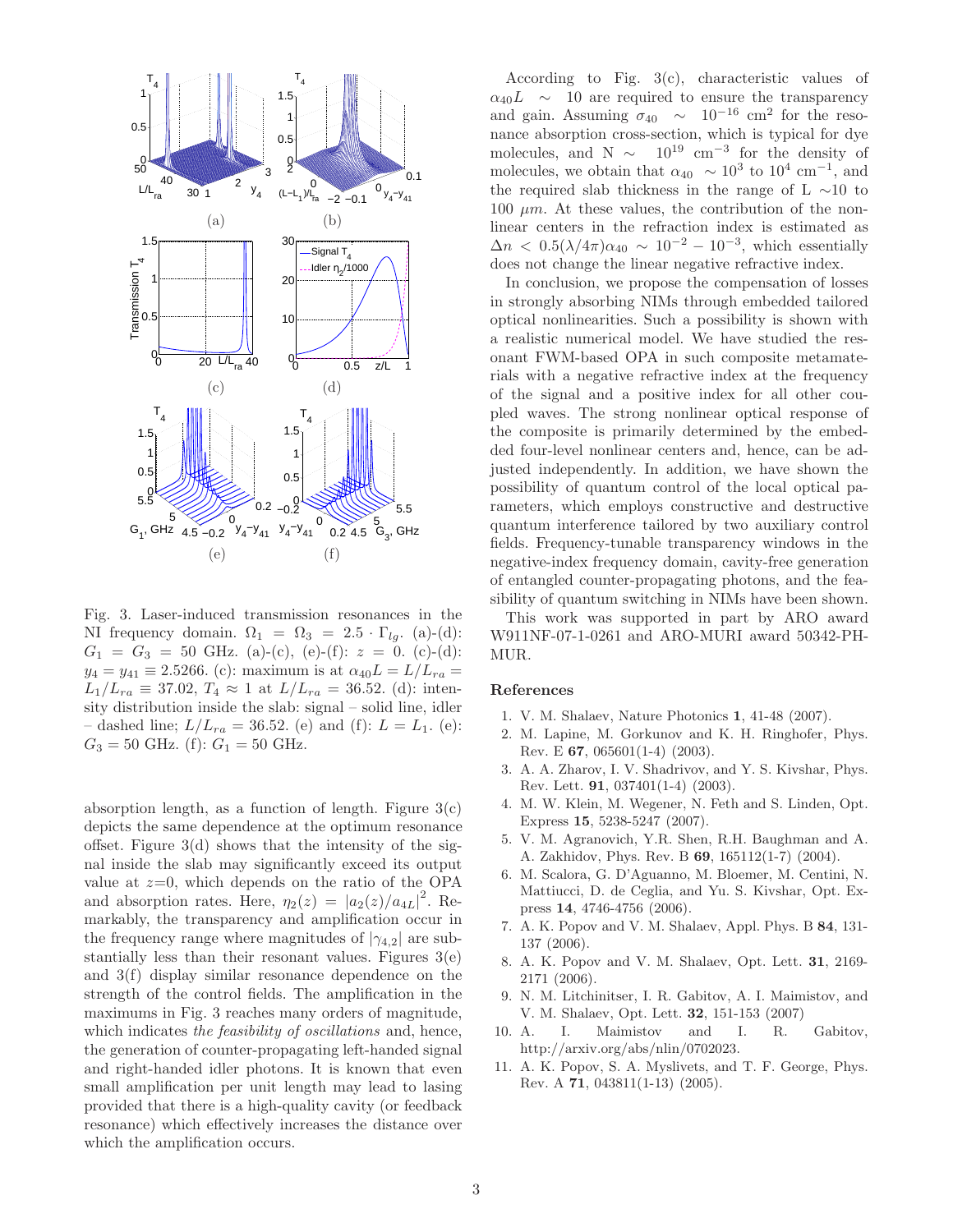T4
1
0.5
0
50
40
L/L_ra
30 1
2
y4
3

(a)

T4
1.5
1
0.5
0
2
0
(L−L1)/L_ra
−2 −0.1
0
0.1
y4−y41

(b)

Transmission T4
1.5
1
0.5
0
0
20 L/L_ra 40

(c)

30
20
10
0
0
0.5
z/L
1
Signal T4
Idler η2/1000

(d)

T4
1.5
1
0.5
0
5.5
5
G1, GHz 4.5 −0.2
0
y4−y41
0.2

(e)

T4
1.5
1
0.5
0
−0.2
y4−y41
0
0.2 4.5
5
G3, GHz
5.5

(f)

Fig. 3. Laser-induced transmission resonances in the NI frequency domain. $\Omega_1 = \Omega_3 = 2.5 \cdot \Gamma_{lg}$. (a)-(d): $G_1 = G_3 = 50$ GHz. (a)-(c), (e)-(f): $z = 0$. (c)-(d): $y_4 = y_{41} \equiv 2.5266$. (c): maximum is at $\alpha_{40}L = L/L_{ra} = L_1/L_{ra} \equiv 37.02$, $T_4 \approx 1$ at $L/L_{ra} = 36.52$. (d): intensity distribution inside the slab: signal – solid line, idler – dashed line; $L/L_{ra} = 36.52$. (e) and (f): $L = L_1$. (e): $G_3 = 50$ GHz. (f): $G_1 = 50$ GHz.

absorption length, as a function of length. Figure 3(c) depicts the same dependence at the optimum resonance offset. Figure 3(d) shows that the intensity of the signal inside the slab may significantly exceed its output value at $z$=0, which depends on the ratio of the OPA and absorption rates. Here, $\eta_2(z) = |a_2(z)/a_{4L}|^2$. Remarkably, the transparency and amplification occur in the frequency range where magnitudes of $|\gamma_{4,2}|$ are substantially less than their resonant values. Figures 3(e) and 3(f) display similar resonance dependence on the strength of the control fields. The amplification in the maximums in Fig. 3 reaches many orders of magnitude, which indicates *the feasibility of oscillations* and, hence, the generation of counter-propagating left-handed signal and right-handed idler photons. It is known that even small amplification per unit length may lead to lasing provided that there is a high-quality cavity (or feedback resonance) which effectively increases the distance over which the amplification occurs.

According to Fig. 3(c), characteristic values of $\alpha_{40}L \sim 10$ are required to ensure the transparency and gain. Assuming $\sigma_{40} \sim 10^{-16}$ cm$^2$ for the resonance absorption cross-section, which is typical for dye molecules, and N $\sim 10^{19}$ cm$^{-3}$ for the density of molecules, we obtain that $\alpha_{40} \sim 10^3$ to $10^4$ cm$^{-1}$, and the required slab thickness in the range of L $\sim$10 to 100 $\mu m$. At these values, the contribution of the nonlinear centers in the refraction index is estimated as $\Delta n < 0.5(\lambda/4\pi)\alpha_{40} \sim 10^{-2} - 10^{-3}$, which essentially does not change the linear negative refractive index.

In conclusion, we propose the compensation of losses in strongly absorbing NIMs through embedded tailored optical nonlinearities. Such a possibility is shown with a realistic numerical model. We have studied the resonant FWM-based OPA in such composite metamaterials with a negative refractive index at the frequency of the signal and a positive index for all other coupled waves. The strong nonlinear optical response of the composite is primarily determined by the embedded four-level nonlinear centers and, hence, can be adjusted independently. In addition, we have shown the possibility of quantum control of the local optical parameters, which employs constructive and destructive quantum interference tailored by two auxiliary control fields. Frequency-tunable transparency windows in the negative-index frequency domain, cavity-free generation of entangled counter-propagating photons, and the feasibility of quantum switching in NIMs have been shown.

This work was supported in part by ARO award W911NF-07-1-0261 and ARO-MURI award 50342-PH-MUR.

## References

1. V. M. Shalaev, Nature Photonics **1**, 41-48 (2007).
2. M. Lapine, M. Gorkunov and K. H. Ringhofer, Phys. Rev. E **67**, 065601(1-4) (2003).
3. A. A. Zharov, I. V. Shadrivov, and Y. S. Kivshar, Phys. Rev. Lett. **91**, 037401(1-4) (2003).
4. M. W. Klein, M. Wegener, N. Feth and S. Linden, Opt. Express **15**, 5238-5247 (2007).
5. V. M. Agranovich, Y.R. Shen, R.H. Baughman and A. A. Zakhidov, Phys. Rev. B **69**, 165112(1-7) (2004).
6. M. Scalora, G. D'Aguanno, M. Bloemer, M. Centini, N. Mattiucci, D. de Ceglia, and Yu. S. Kivshar, Opt. Express **14**, 4746-4756 (2006).
7. A. K. Popov and V. M. Shalaev, Appl. Phys. B **84**, 131-137 (2006).
8. A. K. Popov and V. M. Shalaev, Opt. Lett. **31**, 2169-2171 (2006).
9. N. M. Litchinitser, I. R. Gabitov, A. I. Maimistov, and V. M. Shalaev, Opt. Lett. **32**, 151-153 (2007)
10. A. I. Maimistov and I. R. Gabitov, http://arxiv.org/abs/nlin/0702023.
11. A. K. Popov, S. A. Myslivets, and T. F. George, Phys. Rev. A **71**, 043811(1-13) (2005).